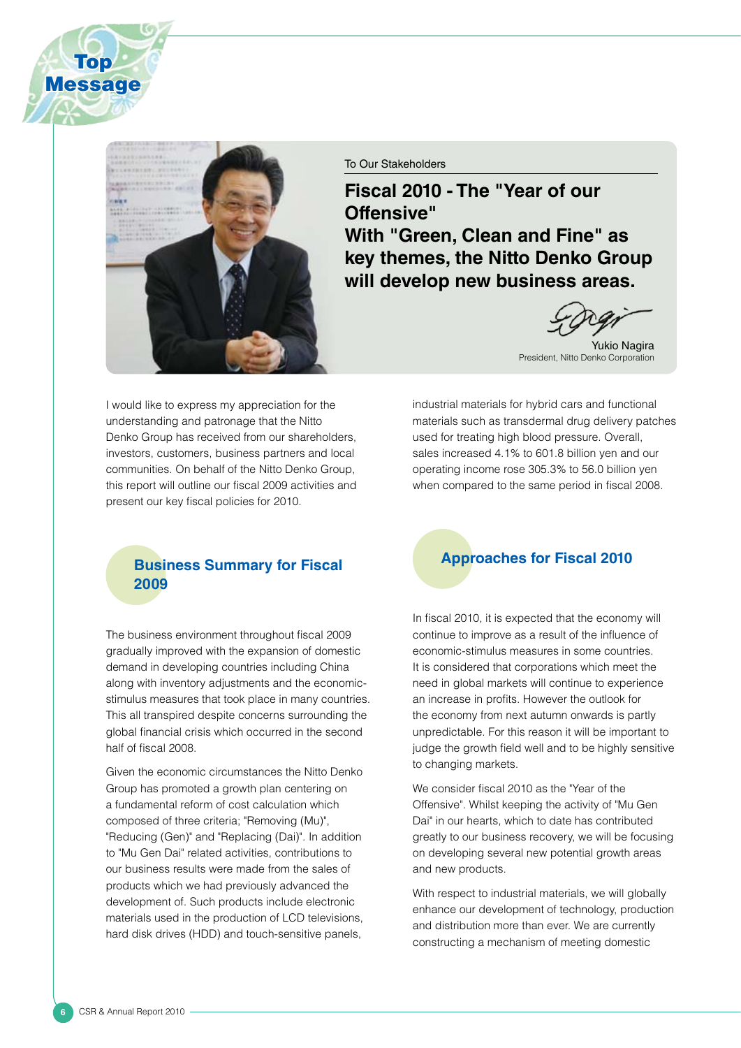# Top Message

To Our Stakeholders

## Fiscal 2010 - The "Year of our Offensive" With "Green, Clean and Fine" as key themes, the Nitto Denko Group will develop new business areas.

Yukio Nagira
President, Nitto Denko Corporation

I would like to express my appreciation for the understanding and patronage that the Nitto Denko Group has received from our shareholders, investors, customers, business partners and local communities. On behalf of the Nitto Denko Group, this report will outline our fiscal 2009 activities and present our key fiscal policies for 2010.

### Business Summary for Fiscal 2009

The business environment throughout fiscal 2009 gradually improved with the expansion of domestic demand in developing countries including China along with inventory adjustments and the economic-stimulus measures that took place in many countries. This all transpired despite concerns surrounding the global financial crisis which occurred in the second half of fiscal 2008.

Given the economic circumstances the Nitto Denko Group has promoted a growth plan centering on a fundamental reform of cost calculation which composed of three criteria; "Removing (Mu)", "Reducing (Gen)" and "Replacing (Dai)". In addition to "Mu Gen Dai" related activities, contributions to our business results were made from the sales of products which we had previously advanced the development of. Such products include electronic materials used in the production of LCD televisions, hard disk drives (HDD) and touch-sensitive panels, industrial materials for hybrid cars and functional materials such as transdermal drug delivery patches used for treating high blood pressure. Overall, sales increased 4.1% to 601.8 billion yen and our operating income rose 305.3% to 56.0 billion yen when compared to the same period in fiscal 2008.

### Approaches for Fiscal 2010

In fiscal 2010, it is expected that the economy will continue to improve as a result of the influence of economic-stimulus measures in some countries. It is considered that corporations which meet the need in global markets will continue to experience an increase in profits. However the outlook for the economy from next autumn onwards is partly unpredictable. For this reason it will be important to judge the growth field well and to be highly sensitive to changing markets.

We consider fiscal 2010 as the "Year of the Offensive". Whilst keeping the activity of "Mu Gen Dai" in our hearts, which to date has contributed greatly to our business recovery, we will be focusing on developing several new potential growth areas and new products.

With respect to industrial materials, we will globally enhance our development of technology, production and distribution more than ever. We are currently constructing a mechanism of meeting domestic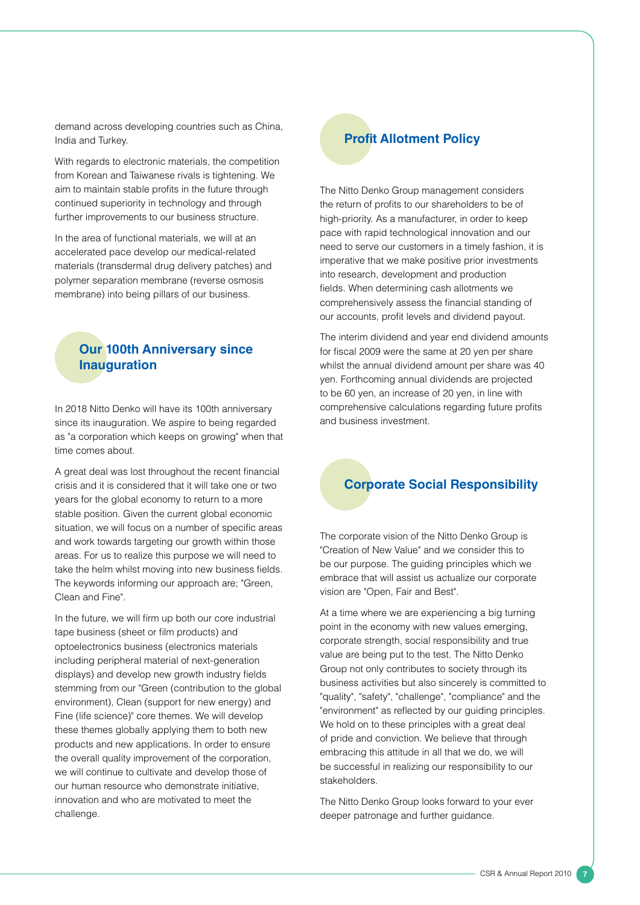demand across developing countries such as China, India and Turkey.

With regards to electronic materials, the competition from Korean and Taiwanese rivals is tightening. We aim to maintain stable profits in the future through continued superiority in technology and through further improvements to our business structure.

In the area of functional materials, we will at an accelerated pace develop our medical-related materials (transdermal drug delivery patches) and polymer separation membrane (reverse osmosis membrane) into being pillars of our business.

## Our 100th Anniversary since Inauguration

In 2018 Nitto Denko will have its 100th anniversary since its inauguration. We aspire to being regarded as "a corporation which keeps on growing" when that time comes about.

A great deal was lost throughout the recent financial crisis and it is considered that it will take one or two years for the global economy to return to a more stable position. Given the current global economic situation, we will focus on a number of specific areas and work towards targeting our growth within those areas. For us to realize this purpose we will need to take the helm whilst moving into new business fields. The keywords informing our approach are; "Green, Clean and Fine".

In the future, we will firm up both our core industrial tape business (sheet or film products) and optoelectronics business (electronics materials including peripheral material of next-generation displays) and develop new growth industry fields stemming from our "Green (contribution to the global environment), Clean (support for new energy) and Fine (life science)" core themes. We will develop these themes globally applying them to both new products and new applications. In order to ensure the overall quality improvement of the corporation, we will continue to cultivate and develop those of our human resource who demonstrate initiative, innovation and who are motivated to meet the challenge.

## Profit Allotment Policy

The Nitto Denko Group management considers the return of profits to our shareholders to be of high-priority. As a manufacturer, in order to keep pace with rapid technological innovation and our need to serve our customers in a timely fashion, it is imperative that we make positive prior investments into research, development and production fields. When determining cash allotments we comprehensively assess the financial standing of our accounts, profit levels and dividend payout.

The interim dividend and year end dividend amounts for fiscal 2009 were the same at 20 yen per share whilst the annual dividend amount per share was 40 yen. Forthcoming annual dividends are projected to be 60 yen, an increase of 20 yen, in line with comprehensive calculations regarding future profits and business investment.

## Corporate Social Responsibility

The corporate vision of the Nitto Denko Group is "Creation of New Value" and we consider this to be our purpose. The guiding principles which we embrace that will assist us actualize our corporate vision are "Open, Fair and Best".

At a time where we are experiencing a big turning point in the economy with new values emerging, corporate strength, social responsibility and true value are being put to the test. The Nitto Denko Group not only contributes to society through its business activities but also sincerely is committed to "quality", "safety", "challenge", "compliance" and the "environment" as reflected by our guiding principles. We hold on to these principles with a great deal of pride and conviction. We believe that through embracing this attitude in all that we do, we will be successful in realizing our responsibility to our stakeholders.

The Nitto Denko Group looks forward to your ever deeper patronage and further guidance.